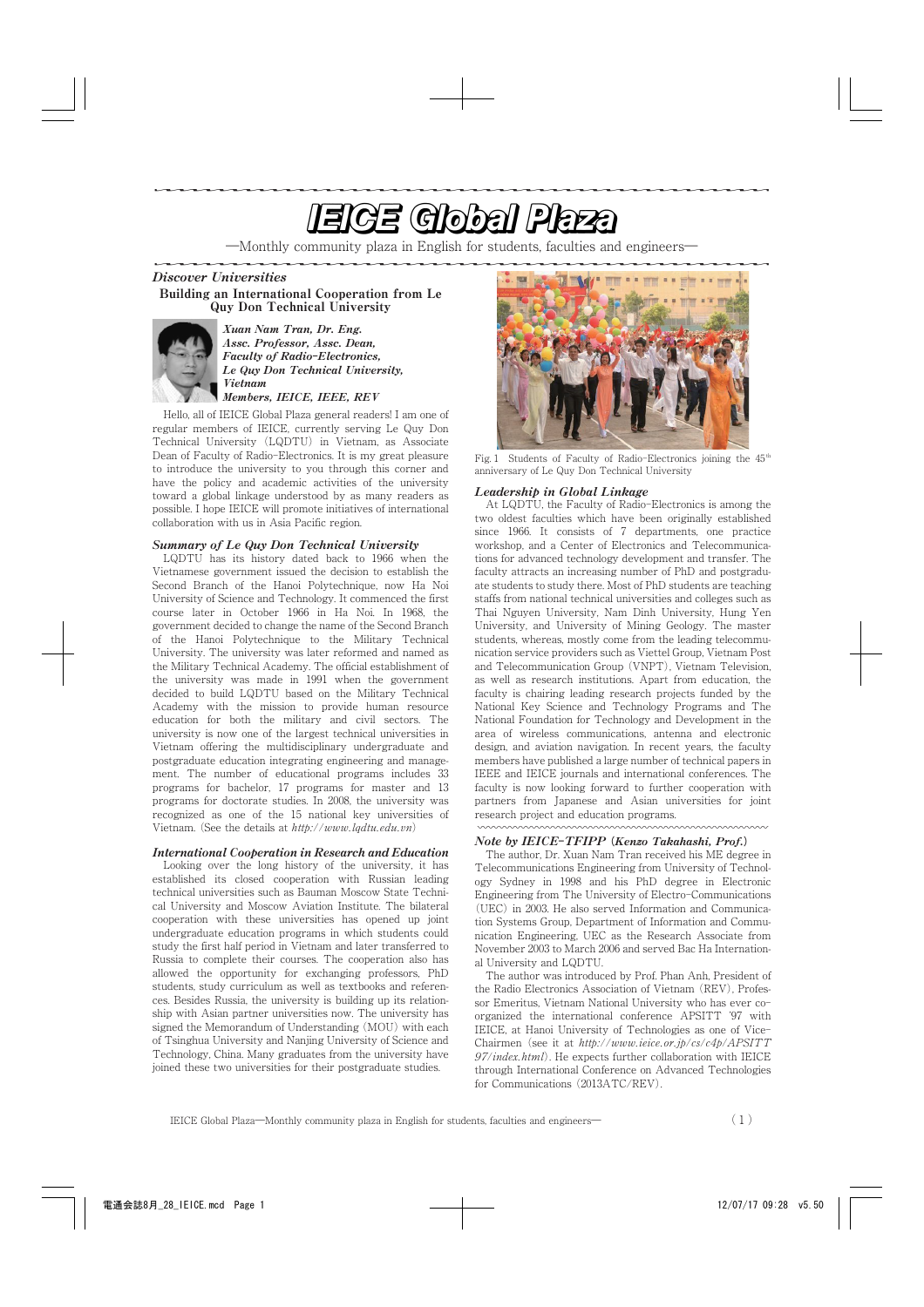# IEICE Global Plaza

—Monthly community plaza in English for students, faculties and engineers—

*Discover Universities*

## Building an International Cooperation from Le Quy Don Technical University

***Xuan Nam Tran, Dr. Eng.***
***Assc. Professor, Assc. Dean,***
***Faculty of Radio-Electronics,***
***Le Quy Don Technical University,***
***Vietnam***
***Members, IEICE, IEEE, REV***

Hello, all of IEICE Global Plaza general readers! I am one of regular members of IEICE, currently serving Le Quy Don Technical University (LQDTU) in Vietnam, as Associate Dean of Faculty of Radio-Electronics. It is my great pleasure to introduce the university to you through this corner and have the policy and academic activities of the university toward a global linkage understood by as many readers as possible. I hope IEICE will promote initiatives of international collaboration with us in Asia Pacific region.

### *Summary of Le Quy Don Technical University*

LQDTU has its history dated back to 1966 when the Vietnamese government issued the decision to establish the Second Branch of the Hanoi Polytechnique, now Ha Noi University of Science and Technology. It commenced the first course later in October 1966 in Ha Noi. In 1968, the government decided to change the name of the Second Branch of the Hanoi Polytechnique to the Military Technical University. The university was later reformed and named as the Military Technical Academy. The official establishment of the university was made in 1991 when the government decided to build LQDTU based on the Military Technical Academy with the mission to provide human resource education for both the military and civil sectors. The university is now one of the largest technical universities in Vietnam offering the multidisciplinary undergraduate and postgraduate education integrating engineering and management. The number of educational programs includes 33 programs for bachelor, 17 programs for master and 13 programs for doctorate studies. In 2008, the university was recognized as one of the 15 national key universities of Vietnam. (See the details at *http://www.lqdtu.edu.vn*)

### *International Cooperation in Research and Education*

Looking over the long history of the university, it has established its closed cooperation with Russian leading technical universities such as Bauman Moscow State Technical University and Moscow Aviation Institute. The bilateral cooperation with these universities has opened up joint undergraduate education programs in which students could study the first half period in Vietnam and later transferred to Russia to complete their courses. The cooperation also has allowed the opportunity for exchanging professors, PhD students, study curriculum as well as textbooks and references. Besides Russia, the university is building up its relationship with Asian partner universities now. The university has signed the Memorandum of Understanding (MOU) with each of Tsinghua University and Nanjing University of Science and Technology, China. Many graduates from the university have joined these two universities for their postgraduate studies.

Fig. 1 Students of Faculty of Radio-Electronics joining the 45th anniversary of Le Quy Don Technical University

### *Leadership in Global Linkage*

At LQDTU, the Faculty of Radio-Electronics is among the two oldest faculties which have been originally established since 1966. It consists of 7 departments, one practice workshop, and a Center of Electronics and Telecommunications for advanced technology development and transfer. The faculty attracts an increasing number of PhD and postgraduate students to study there. Most of PhD students are teaching staffs from national technical universities and colleges such as Thai Nguyen University, Nam Dinh University, Hung Yen University, and University of Mining Geology. The master students, whereas, mostly come from the leading telecommunication service providers such as Viettel Group, Vietnam Post and Telecommunication Group (VNPT), Vietnam Television, as well as research institutions. Apart from education, the faculty is chairing leading research projects funded by the National Key Science and Technology Programs and The National Foundation for Technology and Development in the area of wireless communications, antenna and electronic design, and aviation navigation. In recent years, the faculty members have published a large number of technical papers in IEEE and IEICE journals and international conferences. The faculty is now looking forward to further cooperation with partners from Japanese and Asian universities for joint research project and education programs.

### *Note by IEICE-TFIPP (Kenzo Takahashi, Prof.)*

The author, Dr. Xuan Nam Tran received his ME degree in Telecommunications Engineering from University of Technology Sydney in 1998 and his PhD degree in Electronic Engineering from The University of Electro-Communications (UEC) in 2003. He also served Information and Communication Systems Group, Department of Information and Communication Engineering, UEC as the Research Associate from November 2003 to March 2006 and served Bac Ha International University and LQDTU.

The author was introduced by Prof. Phan Anh, President of the Radio Electronics Association of Vietnam (REV), Professor Emeritus, Vietnam National University who has ever co-organized the international conference APSITT '97 with IEICE, at Hanoi University of Technologies as one of Vice-Chairmen (see it at *http://www.ieice.or.jp/cs/c4p/APSITT97/index.html*). He expects further collaboration with IEICE through International Conference on Advanced Technologies for Communications (2013ATC/REV).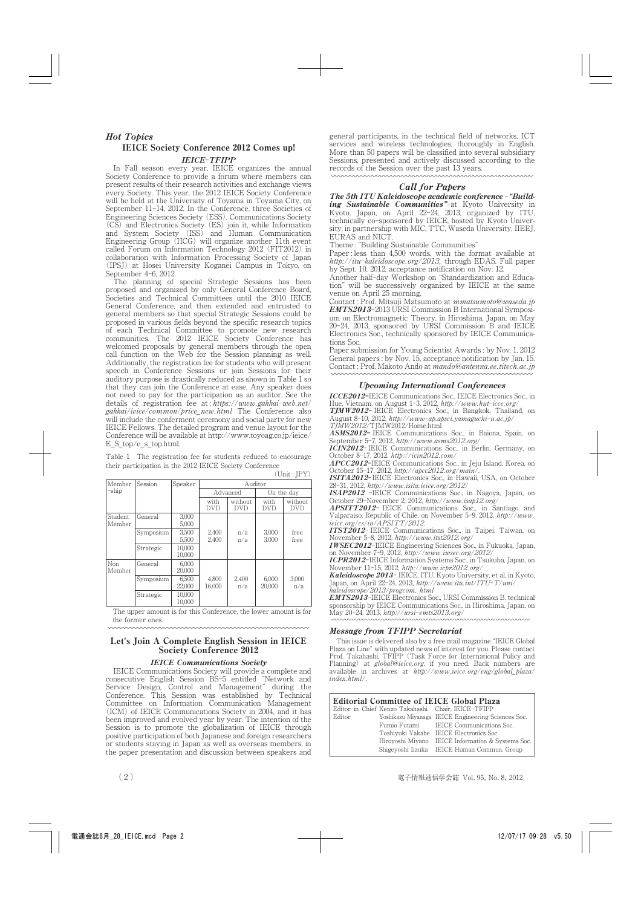## Hot Topics

### IEICE Society Conference 2012 Comes up!

*IEICE-TFIPP*

In Fall season every year, IEICE organizes the annual Society Conference to provide a forum where members can present results of their research activities and exchange views every Society. This year, the 2012 IEICE Society Conference will be held at the University of Toyama in Toyama City, on September 11-14, 2012. In the Conference, three Societies of Engineering Sciences Society (ESS), Communications Society (CS) and Electronics Society (ES) join it, while Information and System Society (ISS) and Human Communication Engineering Group (HCG) will organize another 11th event called Forum on Information Technology 2012 (FIT2012) in collaboration with Information Processing Society of Japan (IPSJ) at Hosei University Koganei Campus in Tokyo, on September 4-6, 2012.

The planning of special Strategic Sessions has been proposed and organized by only General Conference Board, Societies and Technical Committees until the 2010 IEICE General Conference, and then extended and entrusted to general members so that special Strategic Sessions could be proposed in various fields beyond the specific research topics of each Technical Committee to promote new research communities. The 2012 IEICE Society Conference has welcomed proposals by general members through the open call function on the Web for the Session planning as well. Additionally, the registration fee for students who will present speech in Conference Sessions or join Sessions for their auditory purpose is drastically reduced as shown in Table 1 so that they can join the Conference at ease. Any speaker does not need to pay for the participation as an auditor. See the details of registration fee at : *https://www.gakkai-web.net/gakkai/ieice/common/price_new.html* The Conference also will include the conferment ceremony and social party for new IEICE Fellows. The detailed program and venue layout for the Conference will be available at http://www.toyoag.co.jp/ieice/E_S_top/e_s_top.html.

Table 1 The registration fee for students reduced to encourage their participation in the 2012 IEICE Society Conference

(Unit : JPY)

| Member-ship | Session | Speaker | Auditor | | | |
|---|---|---|---|---|---|---|
| | | | Advanced | | On the day | |
| | | | with DVD | without DVD | with DVD | without DVD |
| Student Member | General | 3,000 / 5,000 | 2,400 / 2,400 | n/a / n/a | 3,000 / 3,000 | free / free |
| | Symposium | 3,500 / 5,500 | | | | |
| | Strategic | 10,000 / 10,000 | | | | |
| Non Member | General | 6,000 / 20,000 | 4,800 / 16,000 | 2,400 / n/a | 6,000 / 20,000 | 3,000 / n/a |
| | Symposium | 6,500 / 22,000 | | | | |
| | Strategic | 10,000 / 10,000 | | | | |

The upper amount is for this Conference, the lower amount is for the former ones.

### Let's Join A Complete English Session in IEICE Society Conference 2012

*IEICE Communications Society*

IEICE Communications Society will provide a complete and consecutive English Session BS-5 entitled "Network and Service Design, Control and Management" during the Conference. This Session was established by Technical Committee on Information Communication Management (ICM) of IEICE Communications Society in 2004, and it has been improved and evolved year by year. The intention of the Session is to promote the globalization of IEICE through positive participation of both Japanese and foreign researchers or students staying in Japan as well as overseas members, in the paper presentation and discussion between speakers and general participants, in the technical field of networks, ICT services and wireless technologies, thoroughly in English. More than 50 papers will be classified into several subsidiary Sessions, presented and actively discussed according to the records of the Session over the past 13 years.

### Call for Papers

***The 5th ITU Kaleidoscope academic conference -"Building Sustainable Communities"***-at Kyoto University in Kyoto, Japan, on April 22-24, 2013, organized by ITU, technically co-sponsored by IEICE, hosted by Kyoto University, in partnership with MIC, TTC, Waseda University, IIEEJ, EURAS and NICT.

Theme : "Building Sustainable Communities"

Paper : less than 4,500 words, with the format available at *http://itu-kaleidoscope.org/2013,* through EDAS. Full paper by Sept. 10, 2012, acceptance notification on Nov. 12.

Another half-day Workshop on "Standardization and Education" will be successively organized by IEICE at the same venue on April 25 morning.

Contact : Prof. Mitsuji Matsumoto at *mmatsumoto@waseda.jp*

***EMTS2013***-2013 URSI Commission B International Symposium on Electromagnetic Theory, in Hiroshima, Japan, on May 20-24, 2013, sponsored by URSI Commission B and IEICE Electronics Soc., technically sponsored by IEICE Communications Soc.

Paper submission for Young Scientist Awards : by Nov. 1, 2012
General papers : by Nov. 15, acceptance notification by Jan. 15.
Contact : Prof. Makoto Ando at *mando@antenna.ee.titech.ac.jp*

### Upcoming International Conferences

***ICCE2012***-IEICE Communications Soc., IEICE Electronics Soc., in Hue, Vietnam, on August 1-3, 2012, *http://www.hut-icce.org/*

***TJMW2012***- IEICE Electronics Soc., in Bangkok, Thailand, on August 8-10, 2012, *http://www-ap.apsci.yamaguchi-u.ac.jp/TJMW2012/*TJMW2012/Home.html

***ASMS2012***- IEICE Communications Soc., in Baiona, Spain, on September 5-7, 2012, *http://www.asms2012.org/*

***ICIN2012***- IEICE Communications Soc., in Berlin, Germany, on October 8-17, 2012, *http://icin2012.com/*

***APCC2012***-IEICE Communications Soc., in Jeju Island, Korea, on October 15-17, 2012, *http://apcc2012.org/main/*.

***ISITA2012***-IEICE Electronics Soc., in Hawaii, USA, on October 28-31, 2012, *http://www.isita.ieice.org/2012/*

***ISAP2012*** -IEICE Communications Soc., in Nagoya, Japan, on October 29-November 2, 2012, *http://www.isap12.org/*

***APSITT2012***- IEICE Communications Soc., in Santiago and Valparaiso, Republic of Chile, on November 5-9, 2012, *http://www.ieice.org/cs/in/APSITT/2012.*

***ITST2012***- IEICE Communications Soc., in Taipei, Taiwan, on November 5-8, 2012, *http://www.itst2012.org/*

***IWSEC2012***-IEICE Engineering Sciences Soc., in Fukuoka, Japan, on November 7-9, 2012, *http://www.iwsec.org/2012/*

***ICPR2012***-IEICE Information Systems Soc., in Tsukuba, Japan, on November 11-15, 2012, *http://www.icpr2012.org/*

***Kaleidoscope 2013***- IEICE, ITU, Kyoto University, et al, in Kyoto, Japan, on April 22-24, 2013, *http://www.itu.int/ITU-T/uni/kaleidoscope/2013/progcom. html*

***EMTS2013***-IEICE Electronics Soc., URSI Commission B, technical sponsorship by IEICE Communications Soc., in Hiroshima, Japan, on May 20-24, 2013, *http://ursi-emts2013.org/*

### Message from TFIPP Secretariat

This issue is delivered also by a free mail magazine "IEICE Global Plaza on Line" with updated news of interest for you. Please contact Prof. Takahashi, TFIPP (Task Force for International Policy and Planning) at *global@ieice.org*, if you need. Back numbers are available in archives at *http://www.ieice.org/eng/global_plaza/index.html/*.

**Editorial Committee of IEICE Global Plaza**

| | | |
|---|---|---|
| Editor-in-Chief | Kenzo Takahashi | Chair, IEICE-TFIPP |
| Editor | Yoshikazu Miyanaga | IEICE Engineering Sciences Soc. |
| | Fumio Futami | IEICE Communications Soc. |
| | Toshiyuki Yakabe | IEICE Electronics Soc. |
| | Hiroyoshi Miyano | IEICE Information & Systems Soc. |
| | Shigeyoshi Iizuka | IEICE Human Commun. Group |